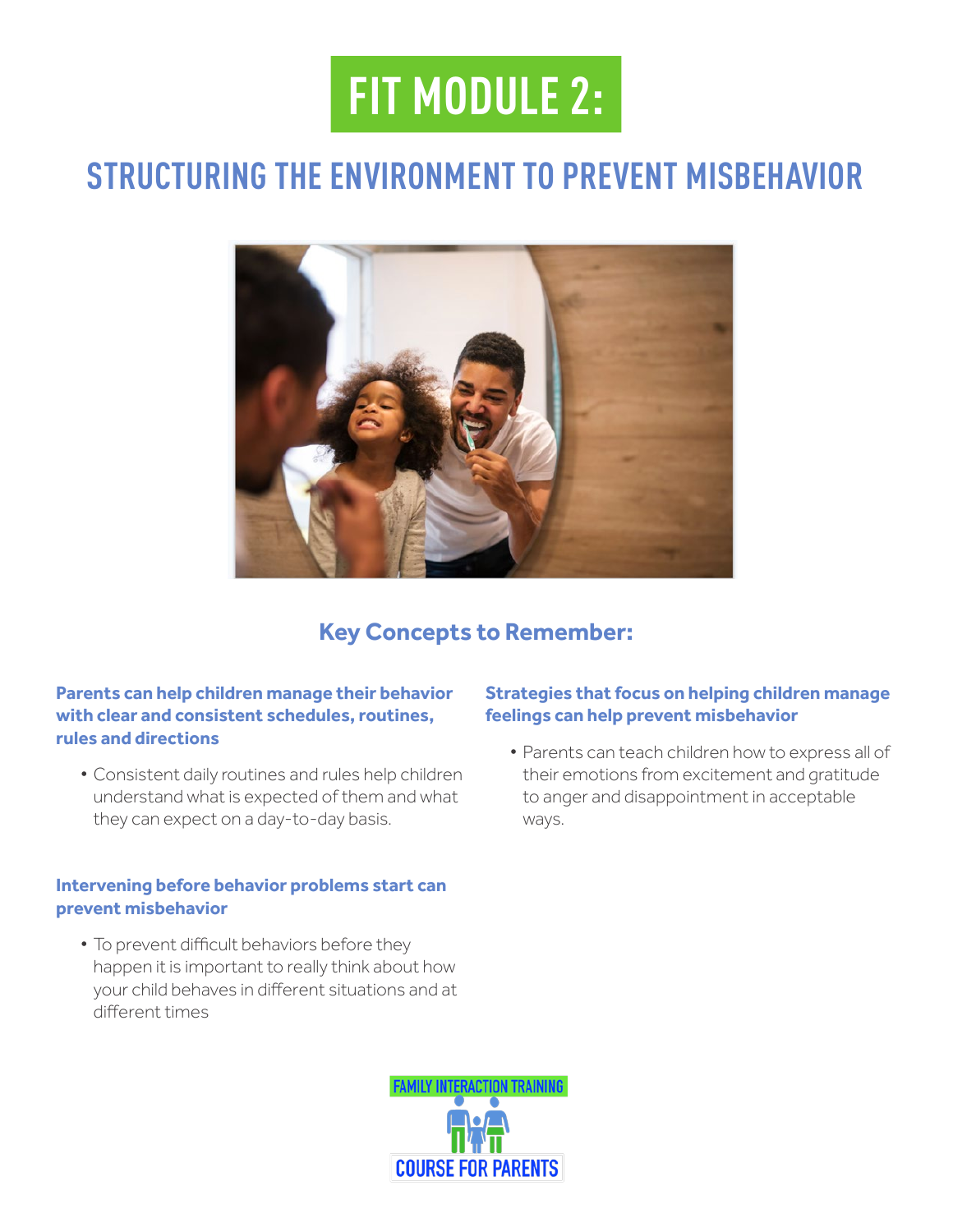# FIT MODULE 2:

## STRUCTURING THE ENVIRONMENT TO PREVENT MISBEHAVIOR

### Key Concepts to Remember:

**Parents can help children manage their behavior with clear and consistent schedules, routines, rules and directions**

- Consistent daily routines and rules help children understand what is expected of them and what they can expect on a day-to-day basis.

**Intervening before behavior problems start can prevent misbehavior**

- To prevent difficult behaviors before they happen it is important to really think about how your child behaves in different situations and at different times

**Strategies that focus on helping children manage feelings can help prevent misbehavior**

- Parents can teach children how to express all of their emotions from excitement and gratitude to anger and disappointment in acceptable ways.

FAMILY INTERACTION TRAINING

COURSE FOR PARENTS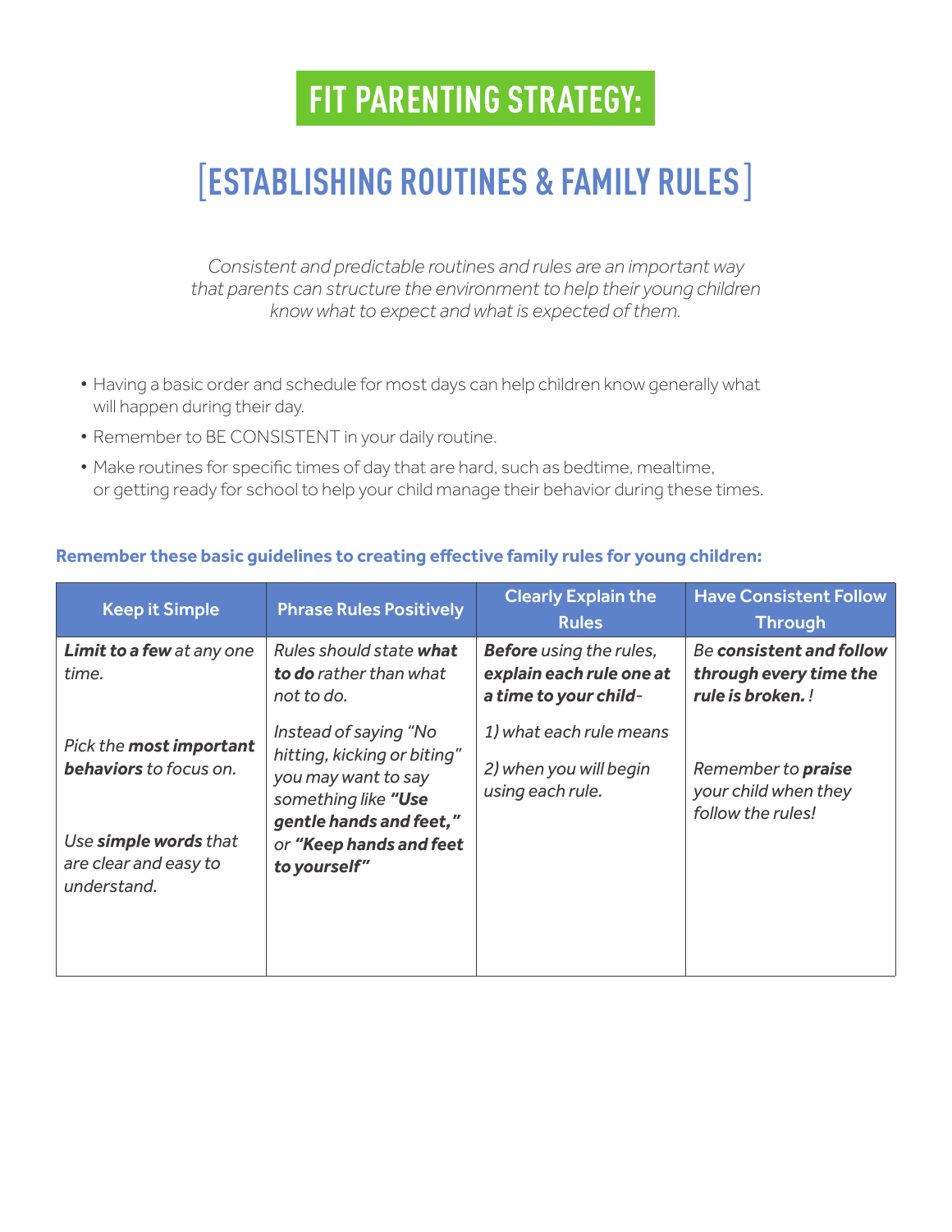# FIT PARENTING STRATEGY:

## [ESTABLISHING ROUTINES & FAMILY RULES]

*Consistent and predictable routines and rules are an important way that parents can structure the environment to help their young children know what to expect and what is expected of them.*

- Having a basic order and schedule for most days can help children know generally what will happen during their day.
- Remember to BE CONSISTENT in your daily routine.
- Make routines for specific times of day that are hard, such as bedtime, mealtime, or getting ready for school to help your child manage their behavior during these times.

**Remember these basic guidelines to creating effective family rules for young children:**

| Keep it Simple | Phrase Rules Positively | Clearly Explain the Rules | Have Consistent Follow Through |
|---|---|---|---|
| ***Limit to a few*** *at any one time.*<br><br>*Pick the* ***most important behaviors*** *to focus on.*<br><br>*Use* ***simple words*** *that are clear and easy to understand.* | *Rules should state* ***what to do*** *rather than what not to do.*<br><br>*Instead of saying "No hitting, kicking or biting" you may want to say something like* ***"Use gentle hands and feet,"*** *or* ***"Keep hands and feet to yourself"*** | ***Before*** *using the rules,* ***explain each rule one at a time to your child****-*<br><br>*1) what each rule means*<br><br>*2) when you will begin using each rule.* | *Be* ***consistent and follow through every time the rule is broken.*** *!*<br><br>*Remember to* ***praise*** *your child when they follow the rules!* |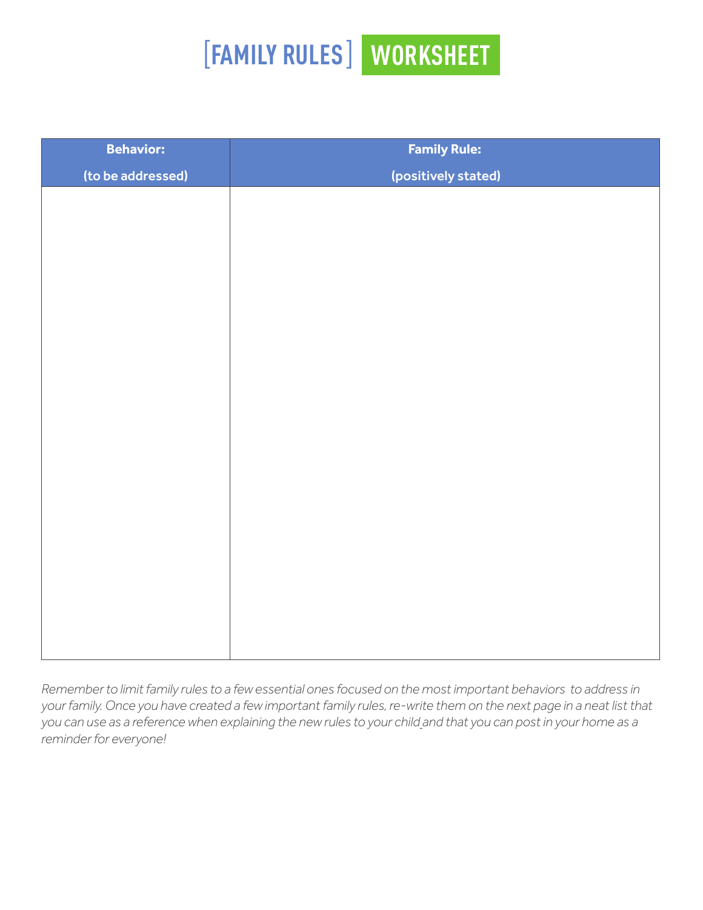# [FAMILY RULES] WORKSHEET

| Behavior: (to be addressed) | Family Rule: (positively stated) |
|---|---|
| | |

*Remember to limit family rules to a few essential ones focused on the most important behaviors to address in your family. Once you have created a few important family rules, re-write them on the next page in a neat list that you can use as a reference when explaining the new rules to your child and that you can post in your home as a reminder for everyone!*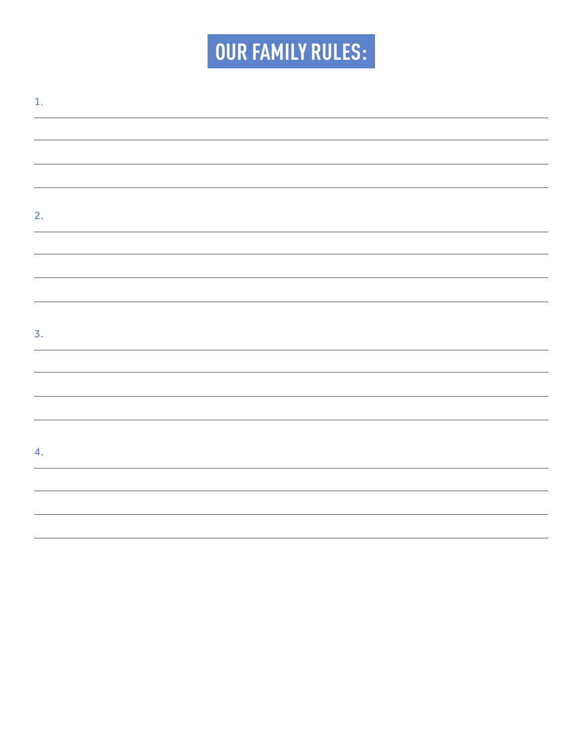# OUR FAMILY RULES:

1.

2.

3.

4.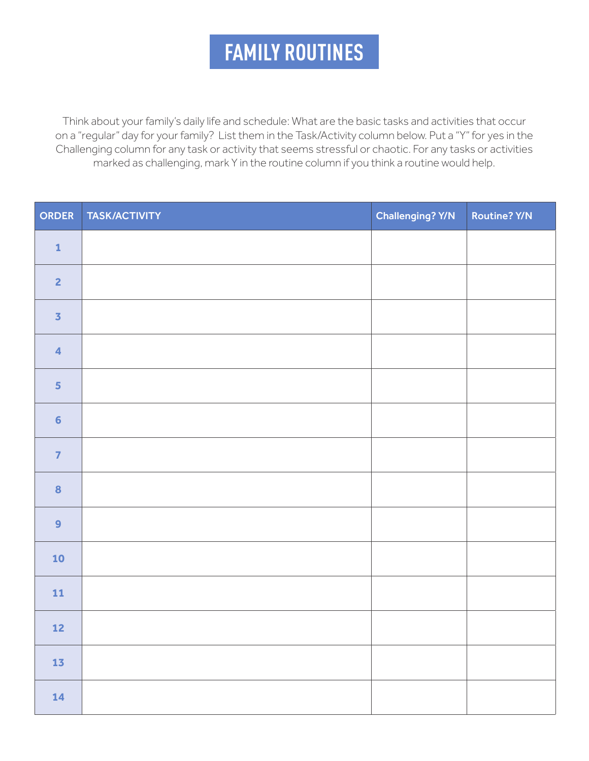# FAMILY ROUTINES

Think about your family's daily life and schedule: What are the basic tasks and activities that occur on a "regular" day for your family? List them in the Task/Activity column below. Put a "Y" for yes in the Challenging column for any task or activity that seems stressful or chaotic. For any tasks or activities marked as challenging, mark Y in the routine column if you think a routine would help.

| ORDER | TASK/ACTIVITY | Challenging? Y/N | Routine? Y/N |
|---|---|---|---|
| 1 | | | |
| 2 | | | |
| 3 | | | |
| 4 | | | |
| 5 | | | |
| 6 | | | |
| 7 | | | |
| 8 | | | |
| 9 | | | |
| 10 | | | |
| 11 | | | |
| 12 | | | |
| 13 | | | |
| 14 | | | |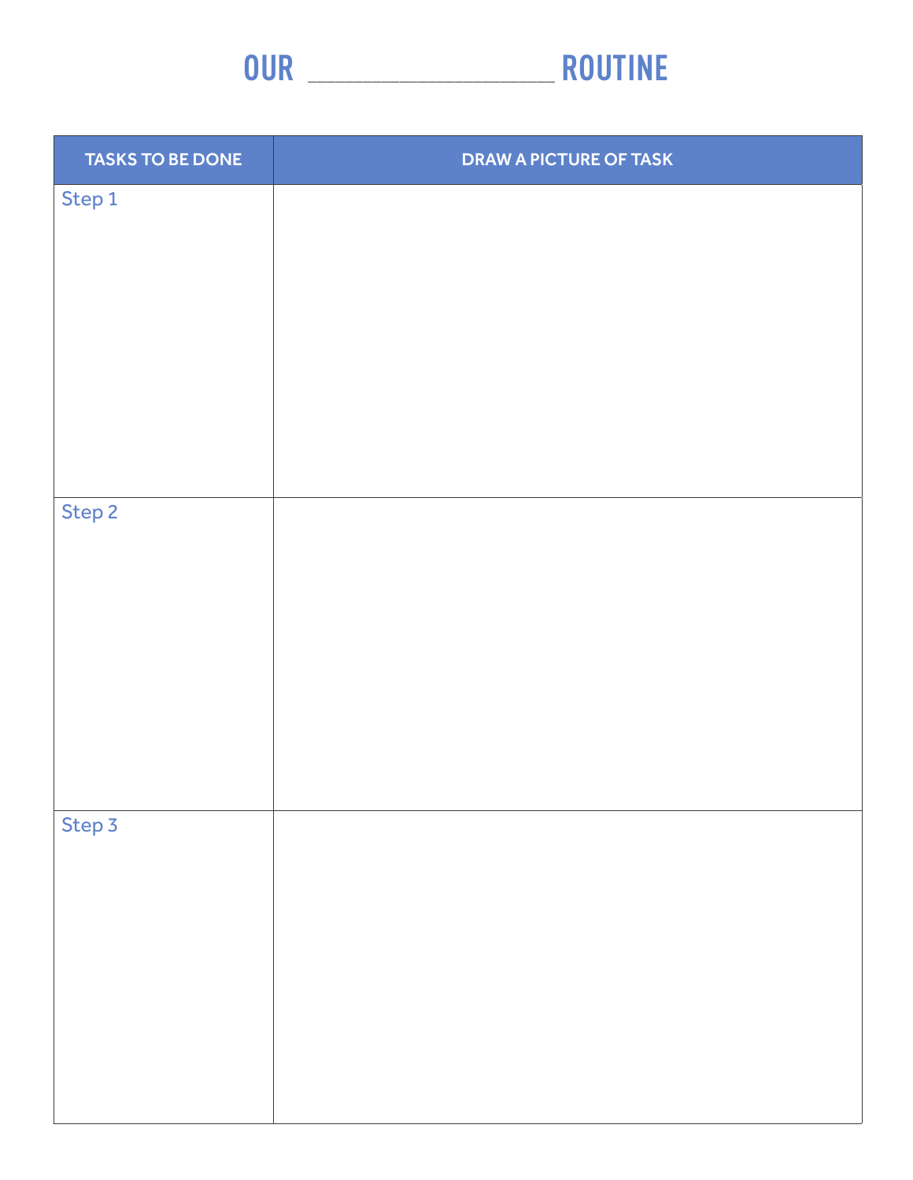# OUR ________________ ROUTINE

| TASKS TO BE DONE | DRAW A PICTURE OF TASK |
|---|---|
| Step 1 | |
| Step 2 | |
| Step 3 | |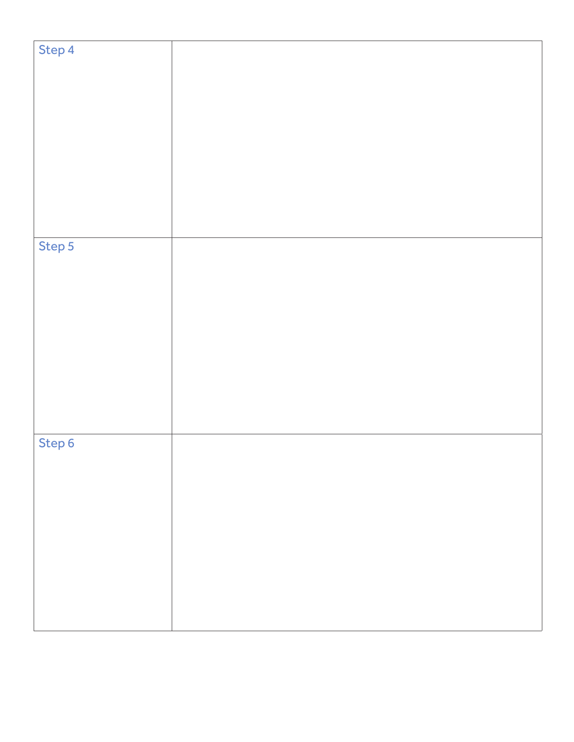| Step 4 | |
|---|---|
| Step 5 | |
| Step 6 | |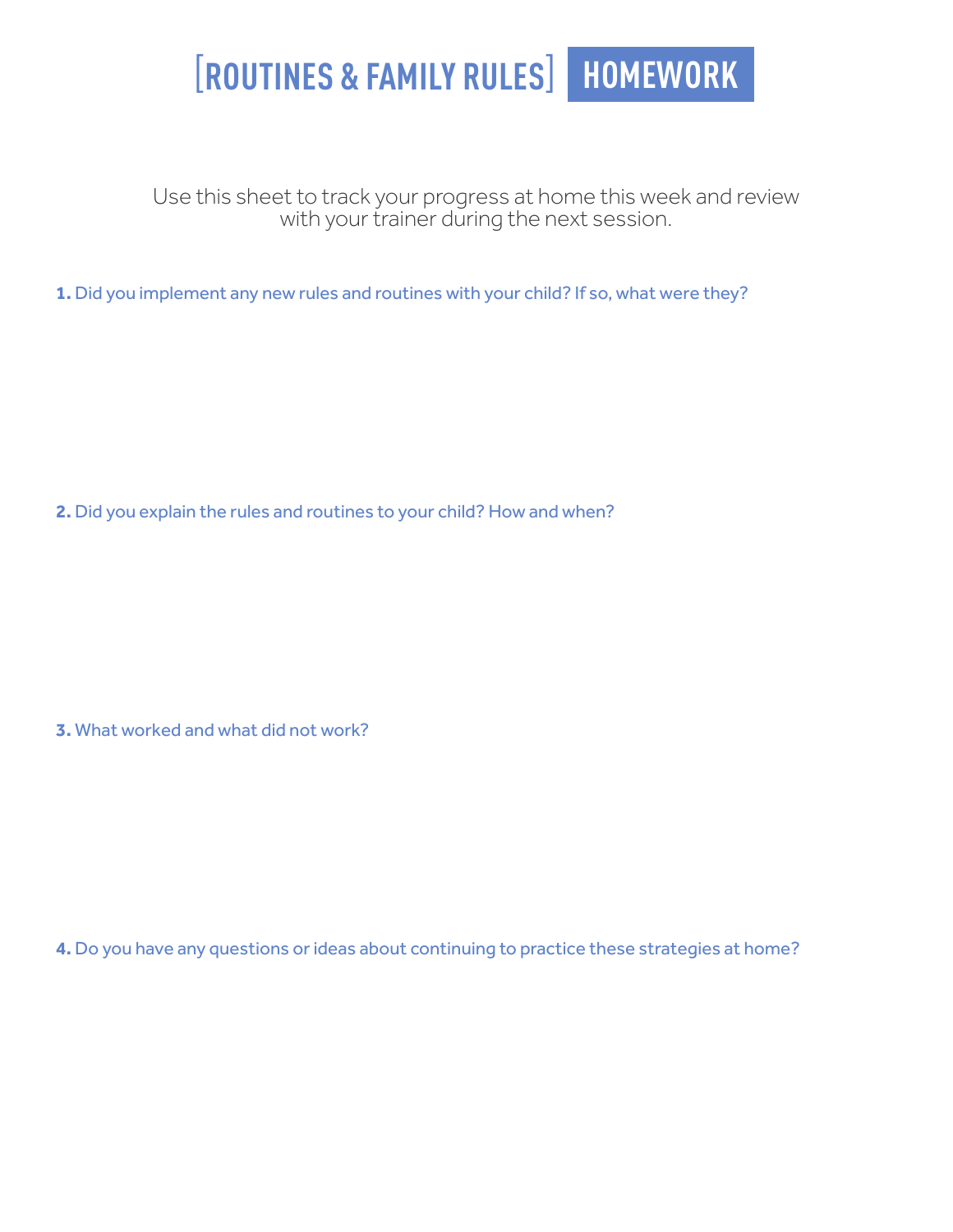# [ROUTINES & FAMILY RULES] HOMEWORK

Use this sheet to track your progress at home this week and review with your trainer during the next session.

**1.** Did you implement any new rules and routines with your child? If so, what were they?

**2.** Did you explain the rules and routines to your child? How and when?

**3.** What worked and what did not work?

**4.** Do you have any questions or ideas about continuing to practice these strategies at home?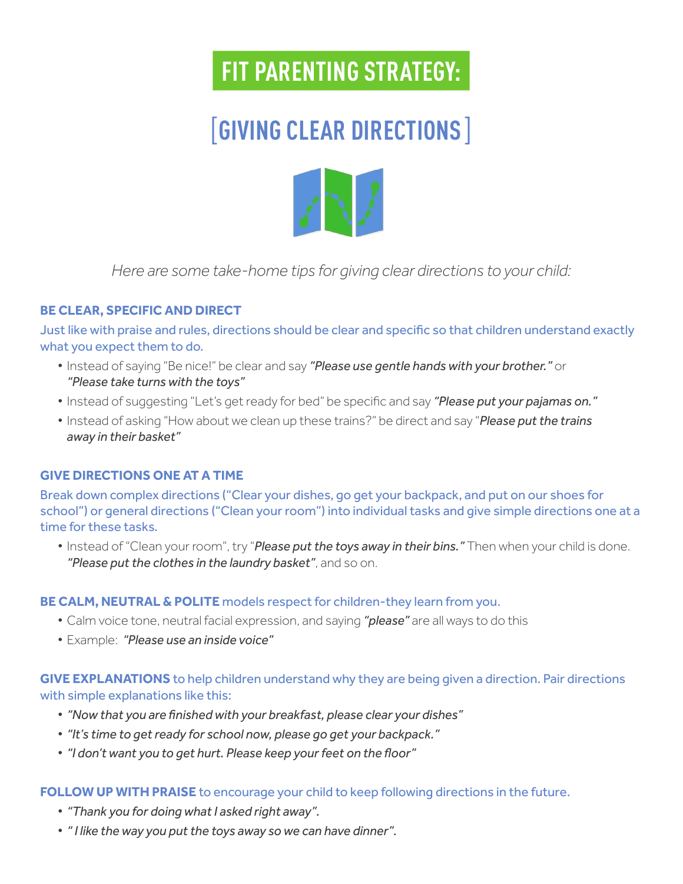# FIT PARENTING STRATEGY:

## [GIVING CLEAR DIRECTIONS]

*Here are some take-home tips for giving clear directions to your child:*

### BE CLEAR, SPECIFIC AND DIRECT

Just like with praise and rules, directions should be clear and specific so that children understand exactly what you expect them to do.

- Instead of saying "Be nice!" be clear and say ***"Please use gentle hands with your brother."*** or *"Please take turns with the toys"*
- Instead of suggesting "Let's get ready for bed" be specific and say ***"Please put your pajamas on."***
- Instead of asking "How about we clean up these trains?" be direct and say "***Please put the trains** away in their basket"*

### GIVE DIRECTIONS ONE AT A TIME

Break down complex directions ("Clear your dishes, go get your backpack, and put on our shoes for school") or general directions ("Clean your room") into individual tasks and give simple directions one at a time for these tasks.

- Instead of "Clean your room", try "***Please put the toys away in their bins."*** Then when your child is done. ***"Please put the clothes in the laundry basket"***, and so on.

**BE CALM, NEUTRAL & POLITE** models respect for children-they learn from you.

- Calm voice tone, neutral facial expression, and saying ***"please"*** are all ways to do this
- Example: ***"Please use an inside voice"***

**GIVE EXPLANATIONS** to help children understand why they are being given a direction. Pair directions with simple explanations like this:

- *"Now that you are finished with your breakfast, please clear your dishes"*
- *"It's time to get ready for school now, please go get your backpack."*
- *"I don't want you to get hurt. Please keep your feet on the floor"*

**FOLLOW UP WITH PRAISE** to encourage your child to keep following directions in the future.

- *"Thank you for doing what I asked right away".*
- *" I like the way you put the toys away so we can have dinner".*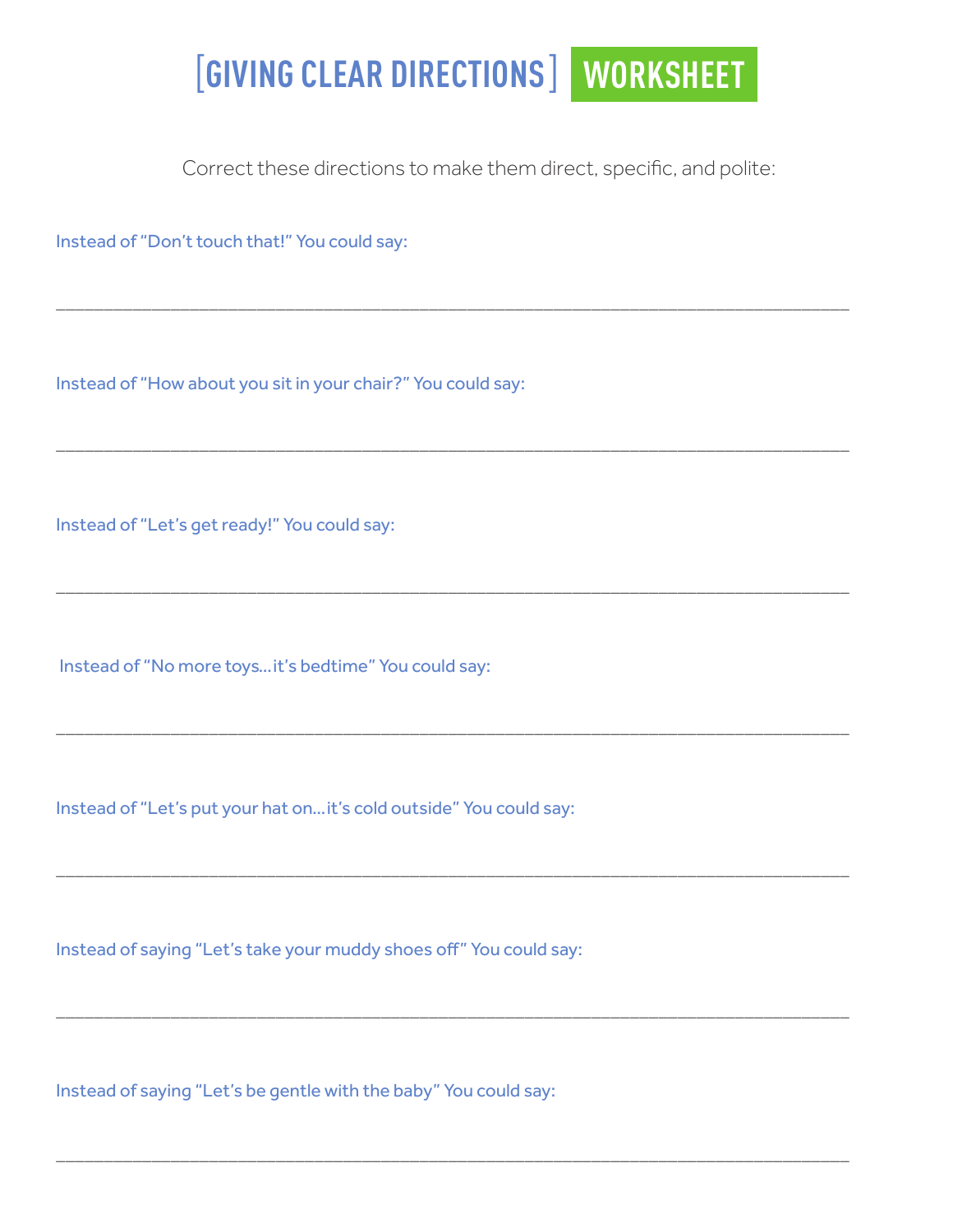# [GIVING CLEAR DIRECTIONS] WORKSHEET

Correct these directions to make them direct, specific, and polite:

Instead of “Don’t touch that!” You could say:

_____________________________________________________________________________________

Instead of “How about you sit in your chair?” You could say:

_____________________________________________________________________________________

Instead of “Let’s get ready!” You could say:

_____________________________________________________________________________________

Instead of “No more toys…it’s bedtime” You could say:

_____________________________________________________________________________________

Instead of “Let’s put your hat on…it’s cold outside” You could say:

_____________________________________________________________________________________

Instead of saying “Let’s take your muddy shoes off” You could say:

_____________________________________________________________________________________

Instead of saying “Let’s be gentle with the baby” You could say:

_____________________________________________________________________________________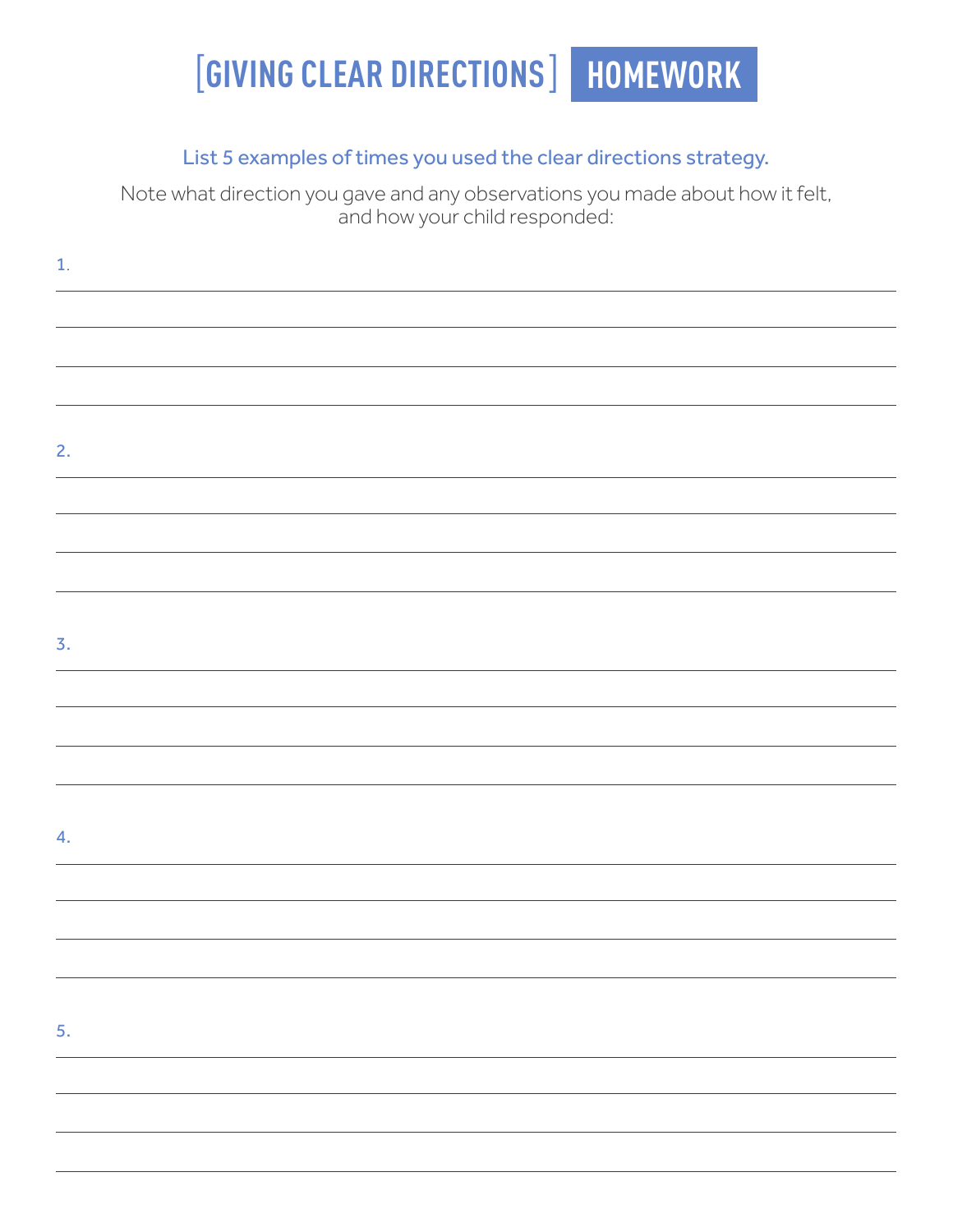# [GIVING CLEAR DIRECTIONS] HOMEWORK

List 5 examples of times you used the clear directions strategy.

Note what direction you gave and any observations you made about how it felt, and how your child responded:

1.

2.

3.

4.

5.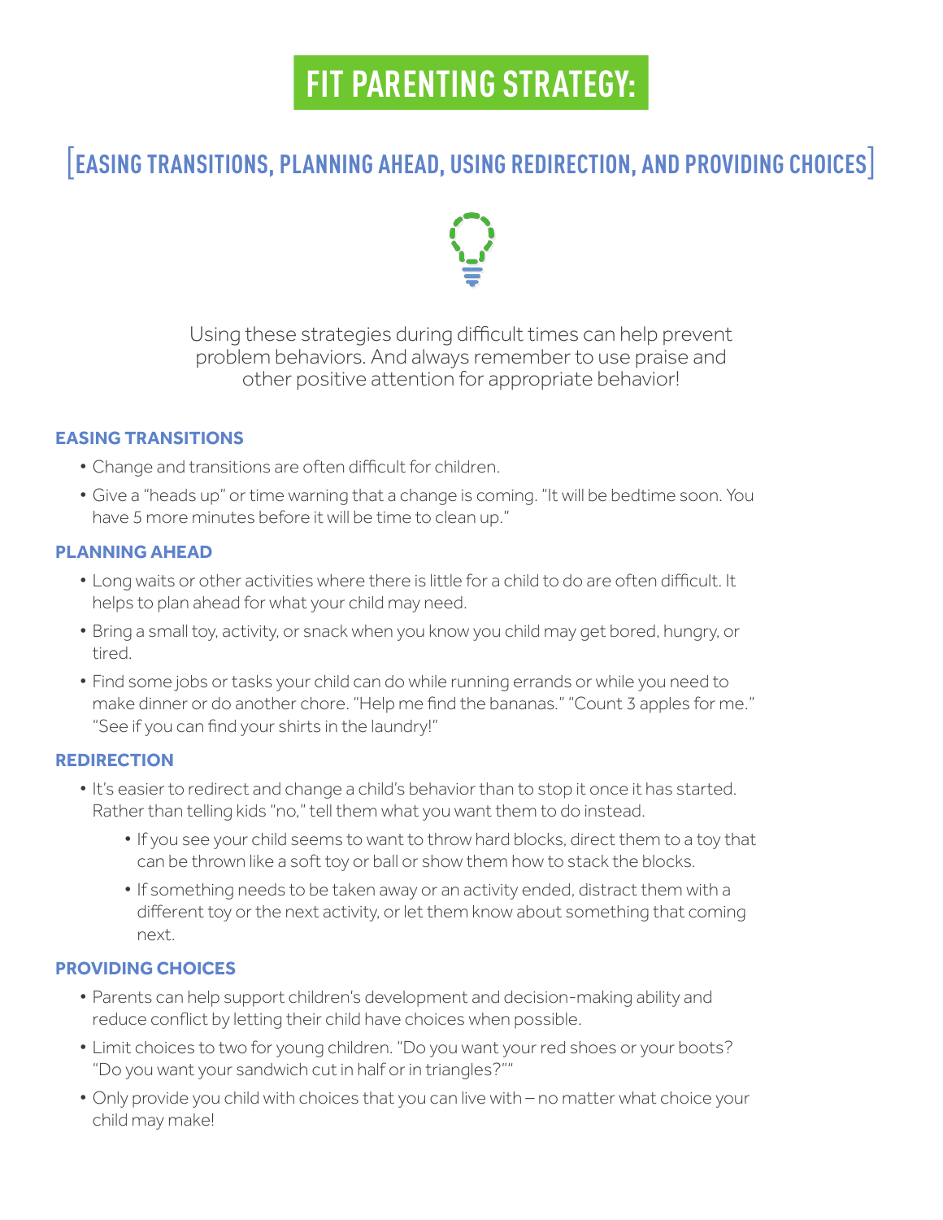# FIT PARENTING STRATEGY:

## [EASING TRANSITIONS, PLANNING AHEAD, USING REDIRECTION, AND PROVIDING CHOICES]

Using these strategies during difficult times can help prevent problem behaviors. And always remember to use praise and other positive attention for appropriate behavior!

### EASING TRANSITIONS

- Change and transitions are often difficult for children.
- Give a "heads up" or time warning that a change is coming. "It will be bedtime soon. You have 5 more minutes before it will be time to clean up."

### PLANNING AHEAD

- Long waits or other activities where there is little for a child to do are often difficult. It helps to plan ahead for what your child may need.
- Bring a small toy, activity, or snack when you know you child may get bored, hungry, or tired.
- Find some jobs or tasks your child can do while running errands or while you need to make dinner or do another chore. "Help me find the bananas." "Count 3 apples for me." "See if you can find your shirts in the laundry!"

### REDIRECTION

- It's easier to redirect and change a child's behavior than to stop it once it has started. Rather than telling kids "no," tell them what you want them to do instead.
  - If you see your child seems to want to throw hard blocks, direct them to a toy that can be thrown like a soft toy or ball or show them how to stack the blocks.
  - If something needs to be taken away or an activity ended, distract them with a different toy or the next activity, or let them know about something that coming next.

### PROVIDING CHOICES

- Parents can help support children's development and decision-making ability and reduce conflict by letting their child have choices when possible.
- Limit choices to two for young children. "Do you want your red shoes or your boots? "Do you want your sandwich cut in half or in triangles?""
- Only provide you child with choices that you can live with – no matter what choice your child may make!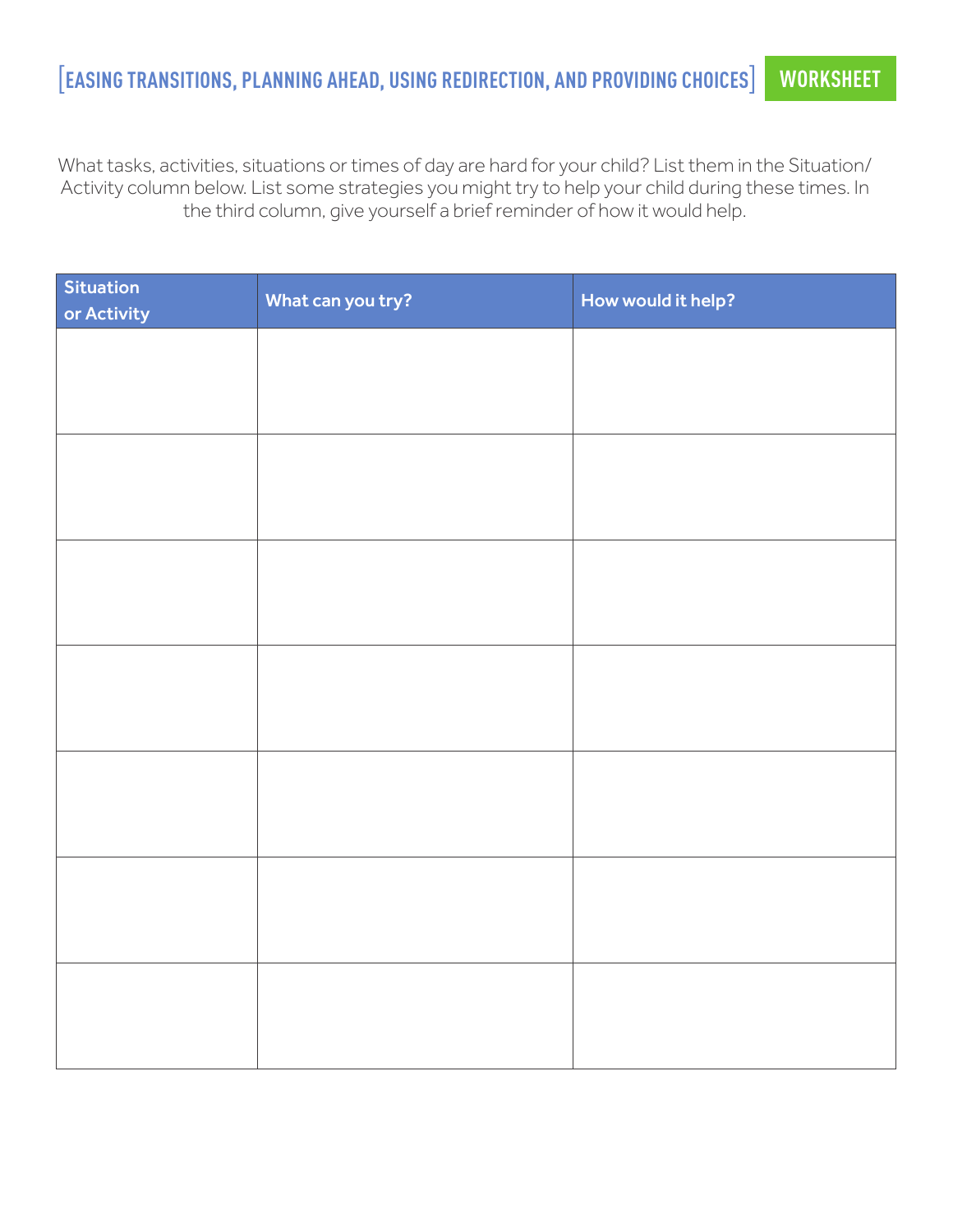# [EASING TRANSITIONS, PLANNING AHEAD, USING REDIRECTION, AND PROVIDING CHOICES] WORKSHEET

What tasks, activities, situations or times of day are hard for your child? List them in the Situation/ Activity column below. List some strategies you might try to help your child during these times. In the third column, give yourself a brief reminder of how it would help.

| Situation or Activity | What can you try? | How would it help? |
|---|---|---|
| | | |
| | | |
| | | |
| | | |
| | | |
| | | |
| | | |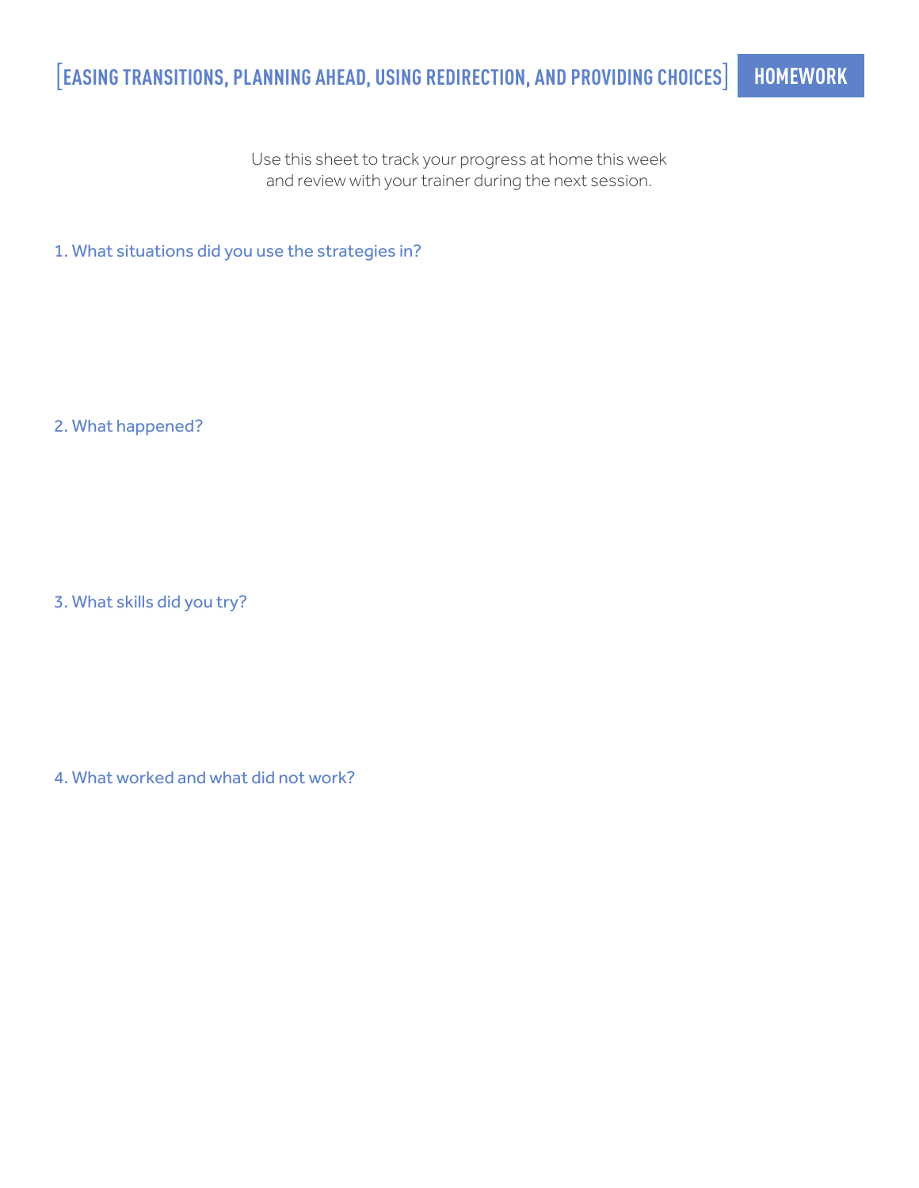# [EASING TRANSITIONS, PLANNING AHEAD, USING REDIRECTION, AND PROVIDING CHOICES] HOMEWORK

Use this sheet to track your progress at home this week and review with your trainer during the next session.

1. What situations did you use the strategies in?

2. What happened?

3. What skills did you try?

4. What worked and what did not work?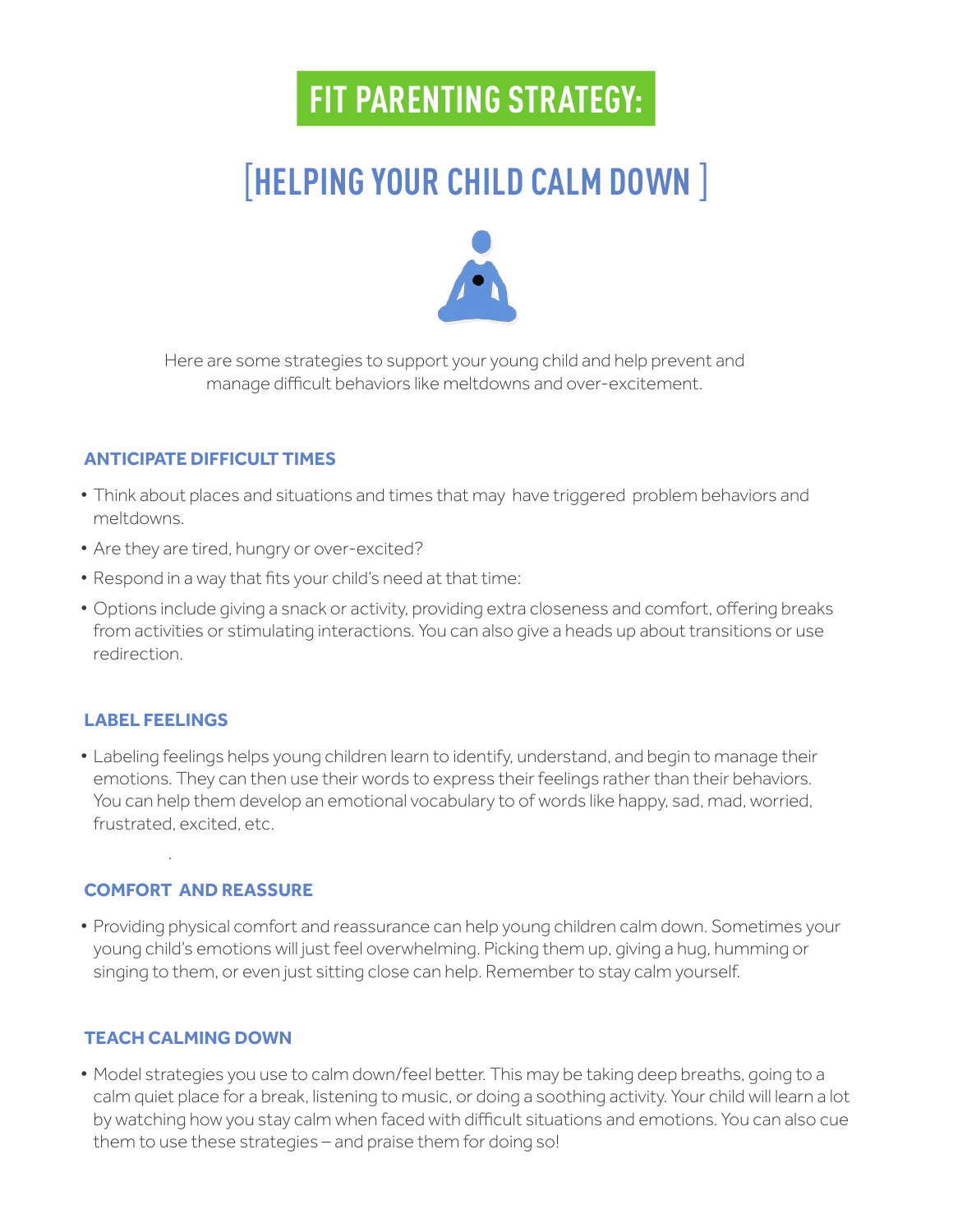# FIT PARENTING STRATEGY:

## [HELPING YOUR CHILD CALM DOWN ]

Here are some strategies to support your young child and help prevent and manage difficult behaviors like meltdowns and over-excitement.

### ANTICIPATE DIFFICULT TIMES

- Think about places and situations and times that may have triggered problem behaviors and meltdowns.
- Are they are tired, hungry or over-excited?
- Respond in a way that fits your child's need at that time:
- Options include giving a snack or activity, providing extra closeness and comfort, offering breaks from activities or stimulating interactions. You can also give a heads up about transitions or use redirection.

### LABEL FEELINGS

- Labeling feelings helps young children learn to identify, understand, and begin to manage their emotions. They can then use their words to express their feelings rather than their behaviors. You can help them develop an emotional vocabulary to of words like happy, sad, mad, worried, frustrated, excited, etc.

### COMFORT AND REASSURE

- Providing physical comfort and reassurance can help young children calm down. Sometimes your young child's emotions will just feel overwhelming. Picking them up, giving a hug, humming or singing to them, or even just sitting close can help. Remember to stay calm yourself.

### TEACH CALMING DOWN

- Model strategies you use to calm down/feel better. This may be taking deep breaths, going to a calm quiet place for a break, listening to music, or doing a soothing activity. Your child will learn a lot by watching how you stay calm when faced with difficult situations and emotions. You can also cue them to use these strategies – and praise them for doing so!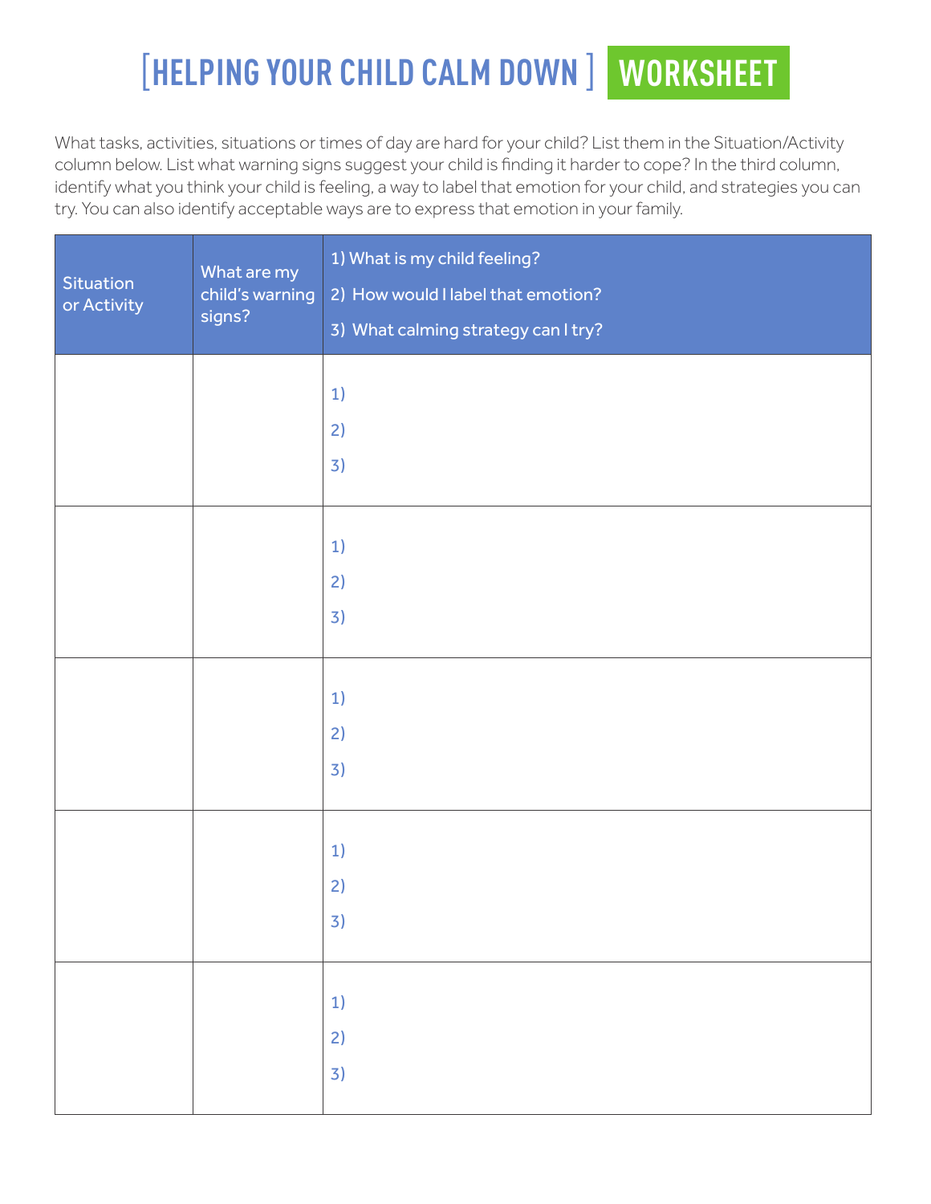# [ HELPING YOUR CHILD CALM DOWN ] WORKSHEET

What tasks, activities, situations or times of day are hard for your child? List them in the Situation/Activity column below. List what warning signs suggest your child is finding it harder to cope? In the third column, identify what you think your child is feeling, a way to label that emotion for your child, and strategies you can try. You can also identify acceptable ways are to express that emotion in your family.

| Situation or Activity | What are my child's warning signs? | 1) What is my child feeling?<br>2) How would I label that emotion?<br>3) What calming strategy can I try? |
|---|---|---|
| | | 1)<br>2)<br>3) |
| | | 1)<br>2)<br>3) |
| | | 1)<br>2)<br>3) |
| | | 1)<br>2)<br>3) |
| | | 1)<br>2)<br>3) |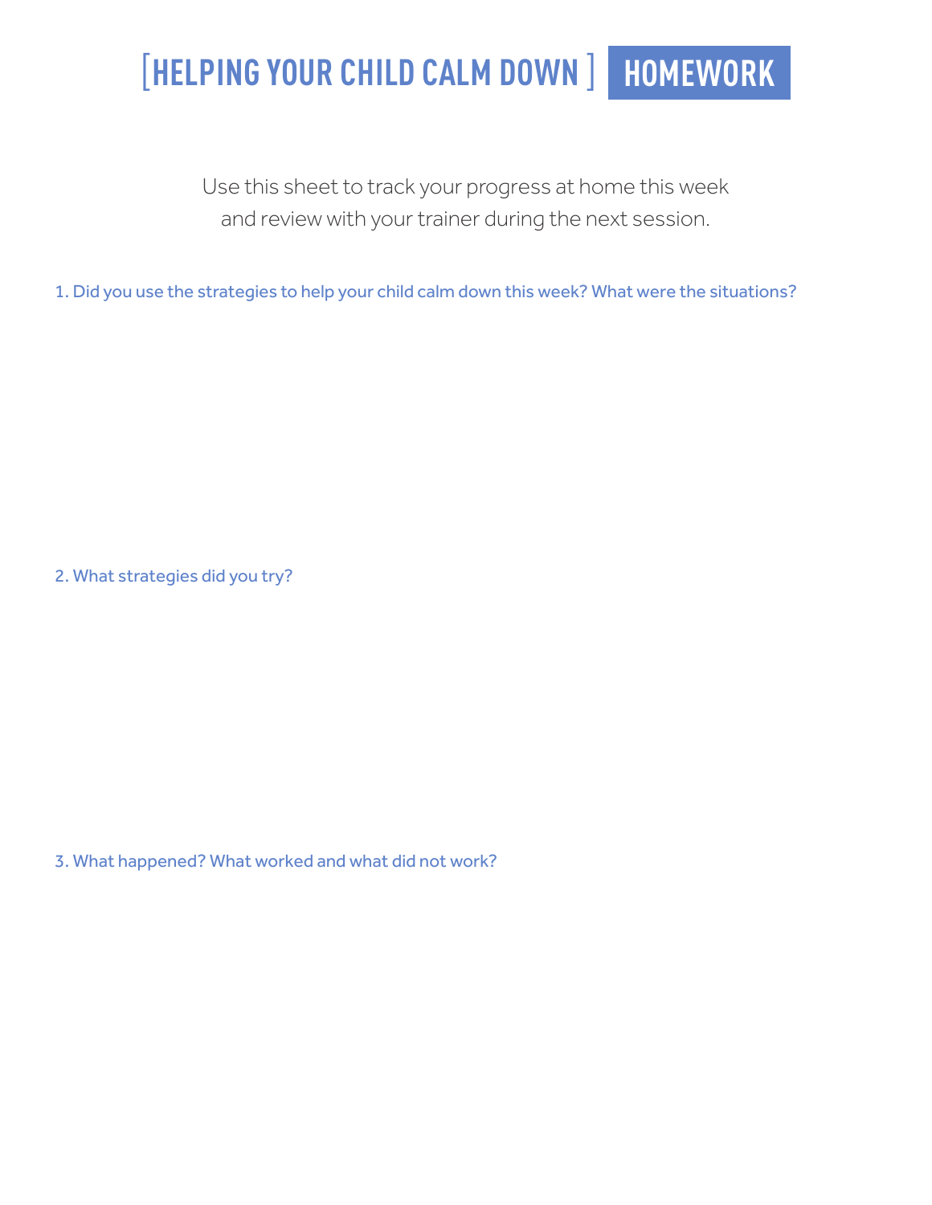# [HELPING YOUR CHILD CALM DOWN] HOMEWORK

Use this sheet to track your progress at home this week and review with your trainer during the next session.

1. Did you use the strategies to help your child calm down this week? What were the situations?

2. What strategies did you try?

3. What happened? What worked and what did not work?